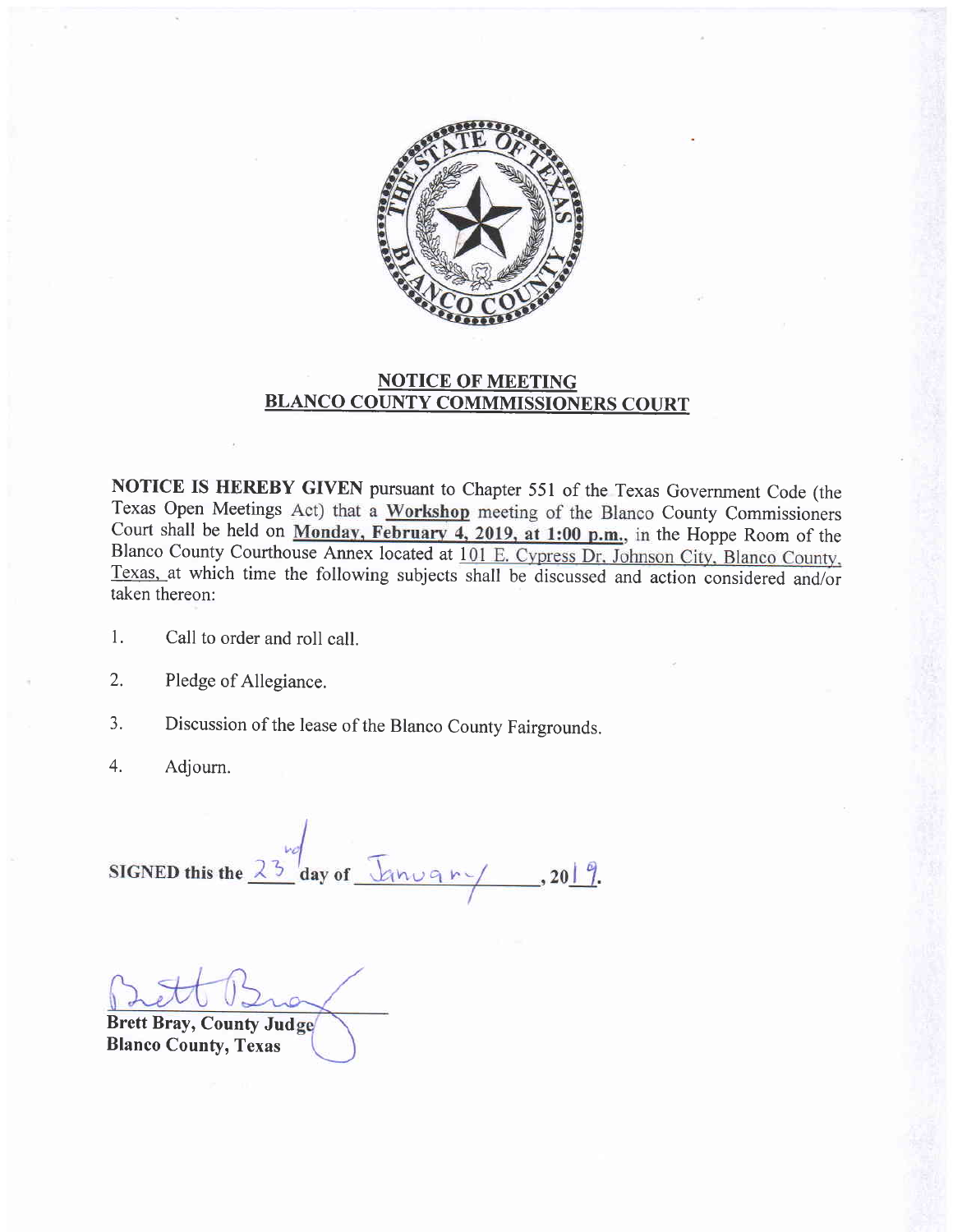## NOTICE OF MEETING
## BLANCO COUNTY COMMMISSIONERS COURT

**NOTICE IS HEREBY GIVEN** pursuant to Chapter 551 of the Texas Government Code (the Texas Open Meetings Act) that a **Workshop** meeting of the Blanco County Commissioners Court shall be held on **Monday, February 4, 2019, at 1:00 p.m.**, in the Hoppe Room of the Blanco County Courthouse Annex located at 101 E. Cypress Dr. Johnson City, Blanco County, Texas, at which time the following subjects shall be discussed and action considered and/or taken thereon:

1. Call to order and roll call.
2. Pledge of Allegiance.
3. Discussion of the lease of the Blanco County Fairgrounds.
4. Adjourn.

**SIGNED this the** 23rd **day of** January, **20**19.

Brett Bray

**Brett Bray, County Judge**
**Blanco County, Texas**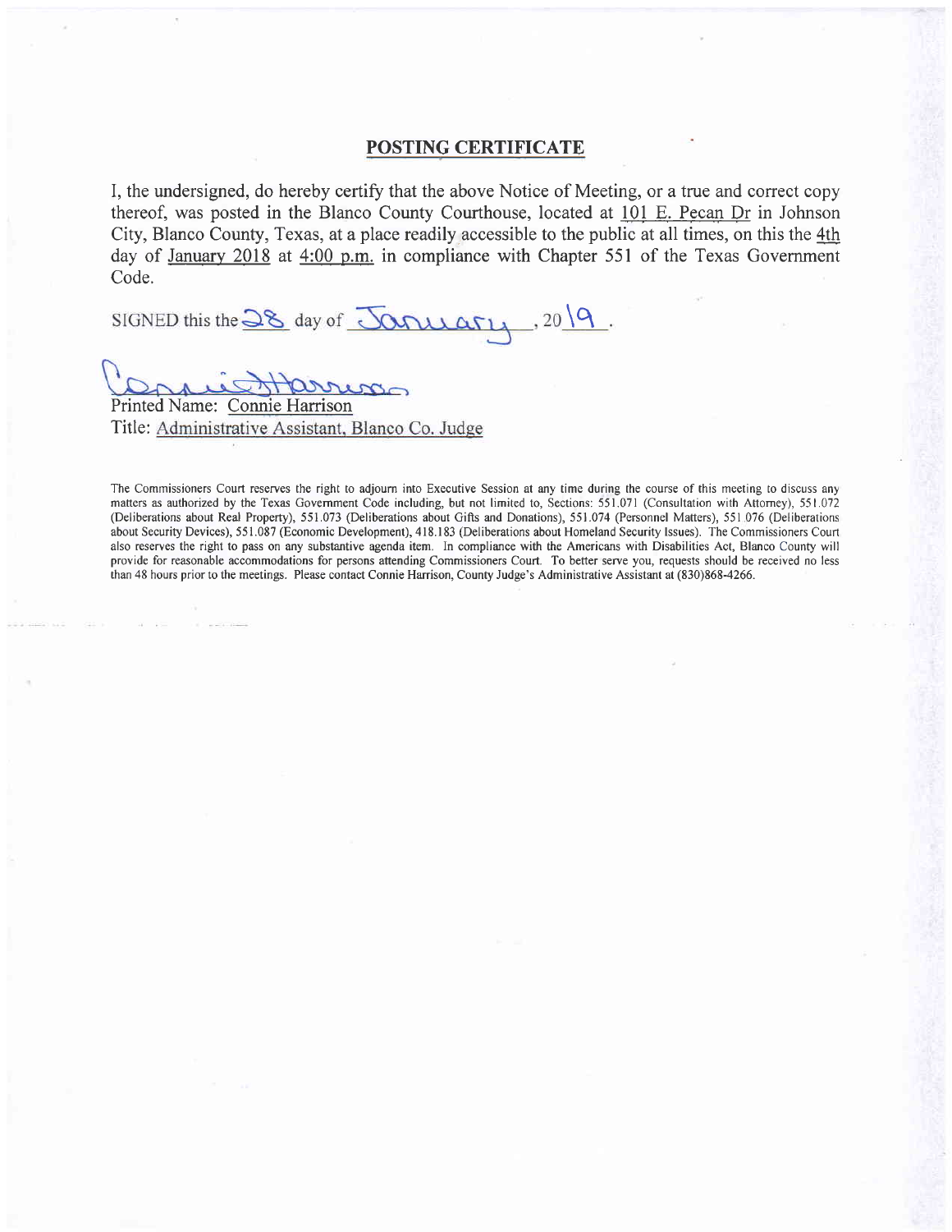## POSTING CERTIFICATE

I, the undersigned, do hereby certify that the above Notice of Meeting, or a true and correct copy thereof, was posted in the Blanco County Courthouse, located at 101 E. Pecan Dr in Johnson City, Blanco County, Texas, at a place readily accessible to the public at all times, on this the 4th day of January 2018 at 4:00 p.m. in compliance with Chapter 551 of the Texas Government Code.

SIGNED this the 28 day of January, 2019.

Connie Harrison

Printed Name: Connie Harrison

Title: Administrative Assistant, Blanco Co. Judge

The Commissioners Court reserves the right to adjourn into Executive Session at any time during the course of this meeting to discuss any matters as authorized by the Texas Government Code including, but not limited to, Sections: 551.071 (Consultation with Attorney), 551.072 (Deliberations about Real Property), 551.073 (Deliberations about Gifts and Donations), 551.074 (Personnel Matters), 551.076 (Deliberations about Security Devices), 551.087 (Economic Development), 418.183 (Deliberations about Homeland Security Issues). The Commissioners Court also reserves the right to pass on any substantive agenda item. In compliance with the Americans with Disabilities Act, Blanco County will provide for reasonable accommodations for persons attending Commissioners Court. To better serve you, requests should be received no less than 48 hours prior to the meetings. Please contact Connie Harrison, County Judge's Administrative Assistant at (830)868-4266.